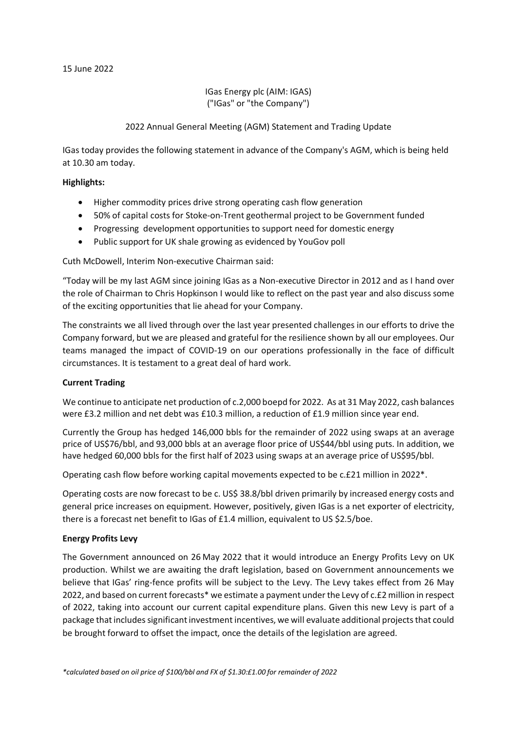15 June 2022

IGas Energy plc (AIM: IGAS)
("IGas" or "the Company")

2022 Annual General Meeting (AGM) Statement and Trading Update

IGas today provides the following statement in advance of the Company's AGM, which is being held at 10.30 am today.

**Highlights:**

- Higher commodity prices drive strong operating cash flow generation
- 50% of capital costs for Stoke-on-Trent geothermal project to be Government funded
- Progressing development opportunities to support need for domestic energy
- Public support for UK shale growing as evidenced by YouGov poll

Cuth McDowell, Interim Non-executive Chairman said:

"Today will be my last AGM since joining IGas as a Non-executive Director in 2012 and as I hand over the role of Chairman to Chris Hopkinson I would like to reflect on the past year and also discuss some of the exciting opportunities that lie ahead for your Company.

The constraints we all lived through over the last year presented challenges in our efforts to drive the Company forward, but we are pleased and grateful for the resilience shown by all our employees. Our teams managed the impact of COVID-19 on our operations professionally in the face of difficult circumstances. It is testament to a great deal of hard work.

**Current Trading**

We continue to anticipate net production of c.2,000 boepd for 2022. As at 31 May 2022, cash balances were £3.2 million and net debt was £10.3 million, a reduction of £1.9 million since year end.

Currently the Group has hedged 146,000 bbls for the remainder of 2022 using swaps at an average price of US$76/bbl, and 93,000 bbls at an average floor price of US$44/bbl using puts. In addition, we have hedged 60,000 bbls for the first half of 2023 using swaps at an average price of US$95/bbl.

Operating cash flow before working capital movements expected to be c.£21 million in 2022*.

Operating costs are now forecast to be c. US$ 38.8/bbl driven primarily by increased energy costs and general price increases on equipment. However, positively, given IGas is a net exporter of electricity, there is a forecast net benefit to IGas of £1.4 million, equivalent to US $2.5/boe.

**Energy Profits Levy**

The Government announced on 26 May 2022 that it would introduce an Energy Profits Levy on UK production. Whilst we are awaiting the draft legislation, based on Government announcements we believe that IGas' ring-fence profits will be subject to the Levy. The Levy takes effect from 26 May 2022, and based on current forecasts* we estimate a payment under the Levy of c.£2 million in respect of 2022, taking into account our current capital expenditure plans. Given this new Levy is part of a package that includes significant investment incentives, we will evaluate additional projects that could be brought forward to offset the impact, once the details of the legislation are agreed.

*\*calculated based on oil price of $100/bbl and FX of $1.30:£1.00 for remainder of 2022*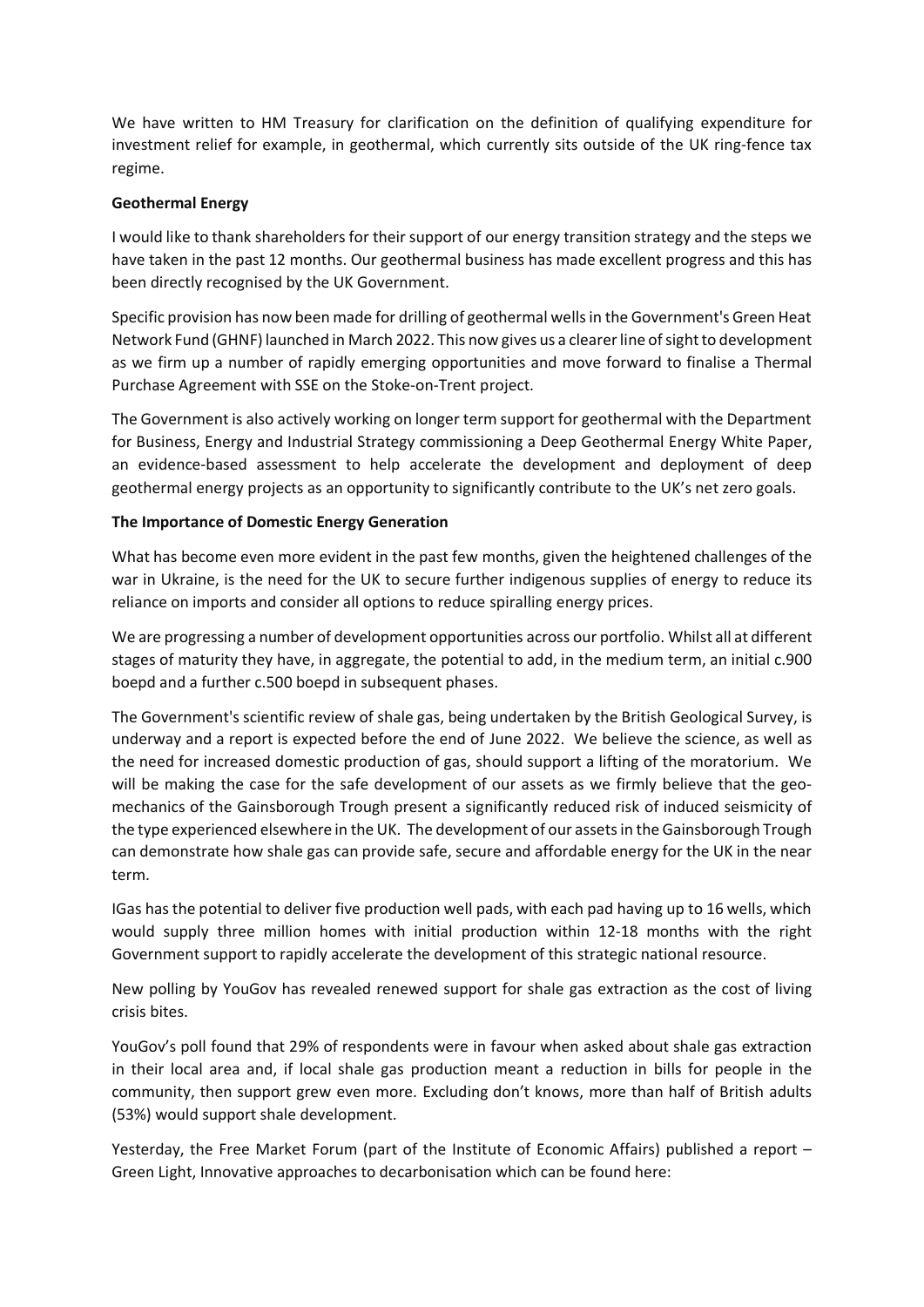We have written to HM Treasury for clarification on the definition of qualifying expenditure for investment relief for example, in geothermal, which currently sits outside of the UK ring-fence tax regime.

**Geothermal Energy**

I would like to thank shareholders for their support of our energy transition strategy and the steps we have taken in the past 12 months. Our geothermal business has made excellent progress and this has been directly recognised by the UK Government.

Specific provision has now been made for drilling of geothermal wells in the Government's Green Heat Network Fund (GHNF) launched in March 2022. This now gives us a clearer line of sight to development as we firm up a number of rapidly emerging opportunities and move forward to finalise a Thermal Purchase Agreement with SSE on the Stoke-on-Trent project.

The Government is also actively working on longer term support for geothermal with the Department for Business, Energy and Industrial Strategy commissioning a Deep Geothermal Energy White Paper, an evidence-based assessment to help accelerate the development and deployment of deep geothermal energy projects as an opportunity to significantly contribute to the UK's net zero goals.

**The Importance of Domestic Energy Generation**

What has become even more evident in the past few months, given the heightened challenges of the war in Ukraine, is the need for the UK to secure further indigenous supplies of energy to reduce its reliance on imports and consider all options to reduce spiralling energy prices.

We are progressing a number of development opportunities across our portfolio. Whilst all at different stages of maturity they have, in aggregate, the potential to add, in the medium term, an initial c.900 boepd and a further c.500 boepd in subsequent phases.

The Government's scientific review of shale gas, being undertaken by the British Geological Survey, is underway and a report is expected before the end of June 2022. We believe the science, as well as the need for increased domestic production of gas, should support a lifting of the moratorium. We will be making the case for the safe development of our assets as we firmly believe that the geo-mechanics of the Gainsborough Trough present a significantly reduced risk of induced seismicity of the type experienced elsewhere in the UK. The development of our assets in the Gainsborough Trough can demonstrate how shale gas can provide safe, secure and affordable energy for the UK in the near term.

IGas has the potential to deliver five production well pads, with each pad having up to 16 wells, which would supply three million homes with initial production within 12-18 months with the right Government support to rapidly accelerate the development of this strategic national resource.

New polling by YouGov has revealed renewed support for shale gas extraction as the cost of living crisis bites.

YouGov's poll found that 29% of respondents were in favour when asked about shale gas extraction in their local area and, if local shale gas production meant a reduction in bills for people in the community, then support grew even more. Excluding don't knows, more than half of British adults (53%) would support shale development.

Yesterday, the Free Market Forum (part of the Institute of Economic Affairs) published a report – Green Light, Innovative approaches to decarbonisation which can be found here: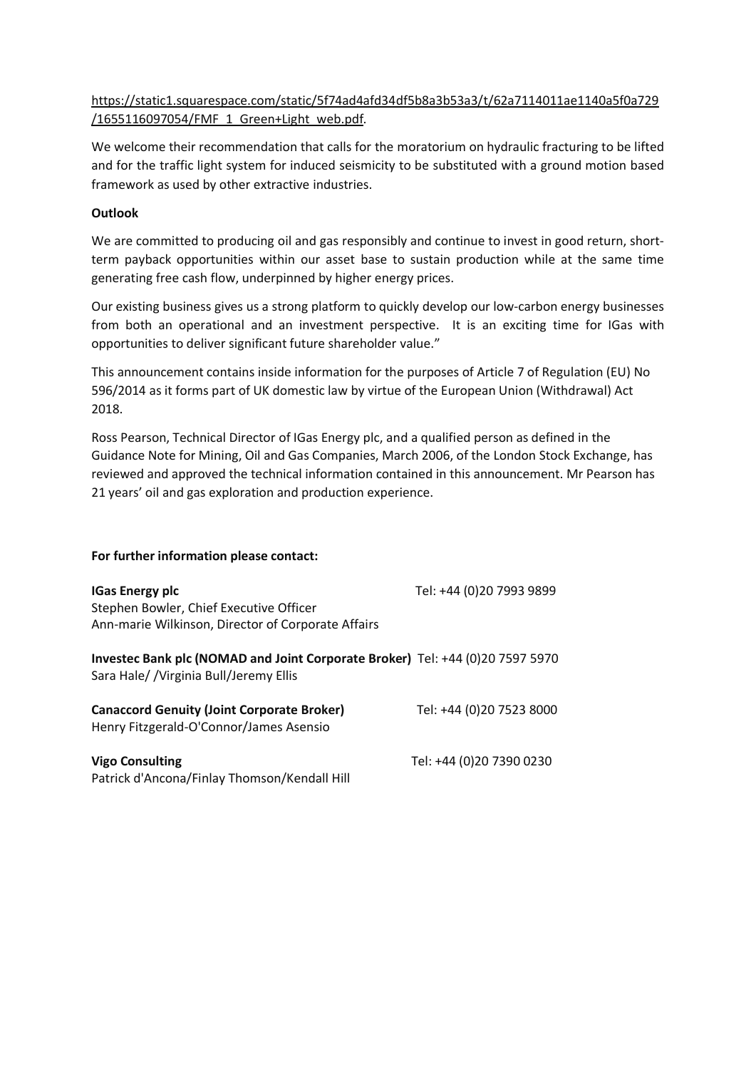https://static1.squarespace.com/static/5f74ad4afd34df5b8a3b53a3/t/62a7114011ae1140a5f0a729/1655116097054/FMF_1_Green+Light_web.pdf.

We welcome their recommendation that calls for the moratorium on hydraulic fracturing to be lifted and for the traffic light system for induced seismicity to be substituted with a ground motion based framework as used by other extractive industries.

**Outlook**

We are committed to producing oil and gas responsibly and continue to invest in good return, short-term payback opportunities within our asset base to sustain production while at the same time generating free cash flow, underpinned by higher energy prices.

Our existing business gives us a strong platform to quickly develop our low-carbon energy businesses from both an operational and an investment perspective. It is an exciting time for IGas with opportunities to deliver significant future shareholder value."

This announcement contains inside information for the purposes of Article 7 of Regulation (EU) No 596/2014 as it forms part of UK domestic law by virtue of the European Union (Withdrawal) Act 2018.

Ross Pearson, Technical Director of IGas Energy plc, and a qualified person as defined in the Guidance Note for Mining, Oil and Gas Companies, March 2006, of the London Stock Exchange, has reviewed and approved the technical information contained in this announcement. Mr Pearson has 21 years' oil and gas exploration and production experience.

**For further information please contact:**

**IGas Energy plc** Tel: +44 (0)20 7993 9899
Stephen Bowler, Chief Executive Officer
Ann-marie Wilkinson, Director of Corporate Affairs

**Investec Bank plc (NOMAD and Joint Corporate Broker)** Tel: +44 (0)20 7597 5970
Sara Hale/ /Virginia Bull/Jeremy Ellis

**Canaccord Genuity (Joint Corporate Broker)** Tel: +44 (0)20 7523 8000
Henry Fitzgerald-O'Connor/James Asensio

**Vigo Consulting** Tel: +44 (0)20 7390 0230
Patrick d'Ancona/Finlay Thomson/Kendall Hill